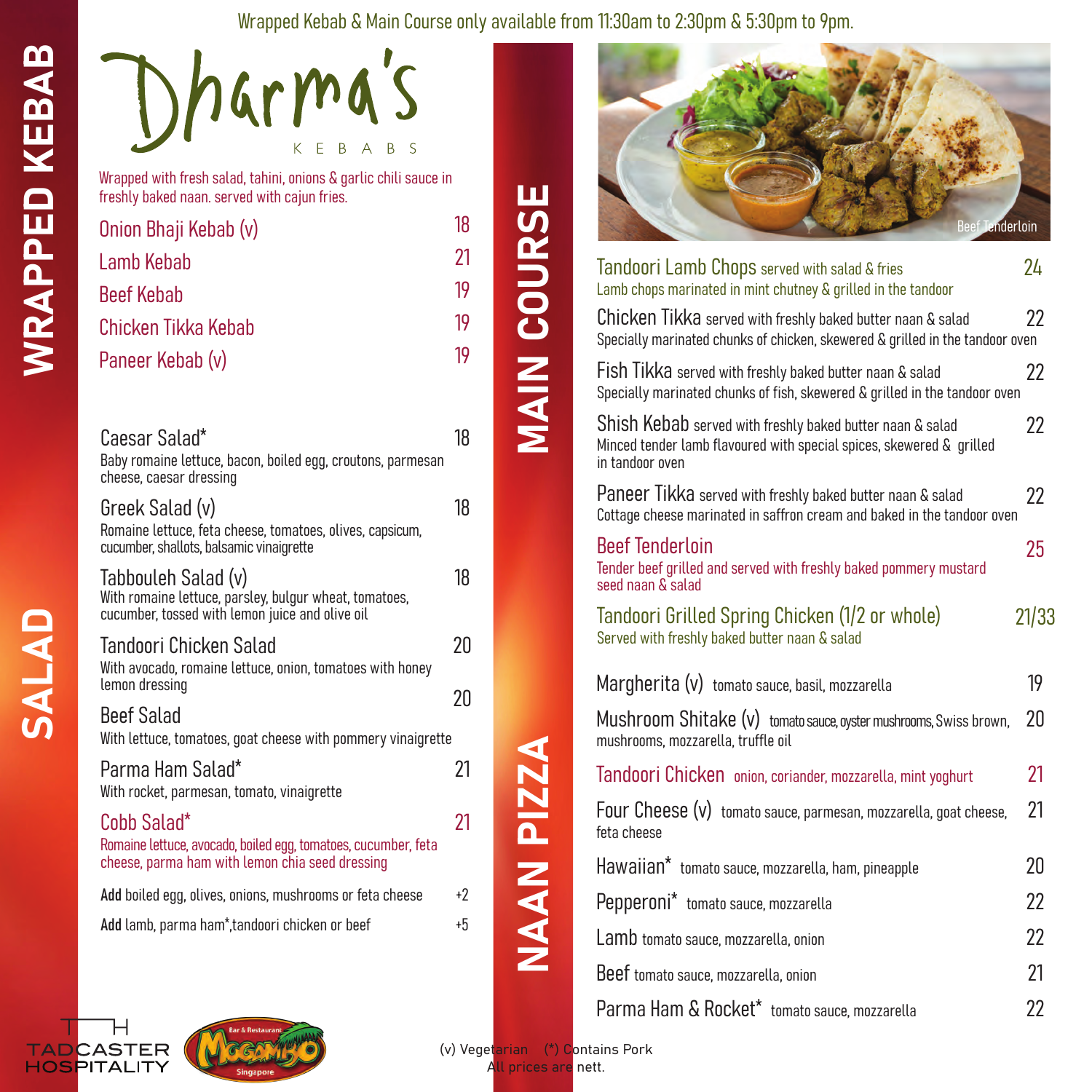Wrapped Kebab & Main Course only available from 11:30am to 2:30pm & 5:30pm to 9pm.

# Dharma's

KEBABS

## WRAPPED KEBAB

Wrapped with fresh salad, tahini, onions & garlic chili sauce in freshly baked naan. served with cajun fries.

| Item | Price |
|---|---|
| Onion Bhaji Kebab (v) | 18 |
| Lamb Kebab | 21 |
| Beef Kebab | 19 |
| Chicken Tikka Kebab | 19 |
| Paneer Kebab (v) | 19 |

## SALAD

**Caesar Salad*** — 18
Baby romaine lettuce, bacon, boiled egg, croutons, parmesan cheese, caesar dressing

**Greek Salad (v)** — 18
Romaine lettuce, feta cheese, tomatoes, olives, capsicum, cucumber, shallots, balsamic vinaigrette

**Tabbouleh Salad (v)** — 18
With romaine lettuce, parsley, bulgur wheat, tomatoes, cucumber, tossed with lemon juice and olive oil

**Tandoori Chicken Salad** — 20
With avocado, romaine lettuce, onion, tomatoes with honey lemon dressing

**Beef Salad** — 20
With lettuce, tomatoes, goat cheese with pommery vinaigrette

**Parma Ham Salad*** — 21
With rocket, parmesan, tomato, vinaigrette

**Cobb Salad*** — 21
Romaine lettuce, avocado, boiled egg, tomatoes, cucumber, feta cheese, parma ham with lemon chia seed dressing

**Add** boiled egg, olives, onions, mushrooms or feta cheese — +2

**Add** lamb, parma ham*, tandoori chicken or beef — +5

## MAIN COURSE

Beef Tenderloin

**Tandoori Lamb Chops** served with salad & fries — 24
Lamb chops marinated in mint chutney & grilled in the tandoor

**Chicken Tikka** served with freshly baked butter naan & salad — 22
Specially marinated chunks of chicken, skewered & grilled in the tandoor oven

**Fish Tikka** served with freshly baked butter naan & salad — 22
Specially marinated chunks of fish, skewered & grilled in the tandoor oven

**Shish Kebab** served with freshly baked butter naan & salad — 22
Minced tender lamb flavoured with special spices, skewered & grilled in tandoor oven

**Paneer Tikka** served with freshly baked butter naan & salad — 22
Cottage cheese marinated in saffron cream and baked in the tandoor oven

**Beef Tenderloin** — 25
Tender beef grilled and served with freshly baked pommery mustard seed naan & salad

**Tandoori Grilled Spring Chicken (1/2 or whole)** — 21/33
Served with freshly baked butter naan & salad

## NAAN PIZZA

| Item | Description | Price |
|---|---|---|
| Margherita (v) | tomato sauce, basil, mozzarella | 19 |
| Mushroom Shitake (v) | tomato sauce, oyster mushrooms, Swiss brown, mushrooms, mozzarella, truffle oil | 20 |
| Tandoori Chicken | onion, coriander, mozzarella, mint yoghurt | 21 |
| Four Cheese (v) | tomato sauce, parmesan, mozzarella, goat cheese, feta cheese | 21 |
| Hawaiian* | tomato sauce, mozzarella, ham, pineapple | 20 |
| Pepperoni* | tomato sauce, mozzarella | 22 |
| Lamb | tomato sauce, mozzarella, onion | 22 |
| Beef | tomato sauce, mozzarella, onion | 21 |
| Parma Ham & Rocket* | tomato sauce, mozzarella | 22 |

(v) Vegetarian (*) Contains Pork
All prices are nett.

TADCASTER HOSPITALITY

Mogambo Bar & Restaurant Singapore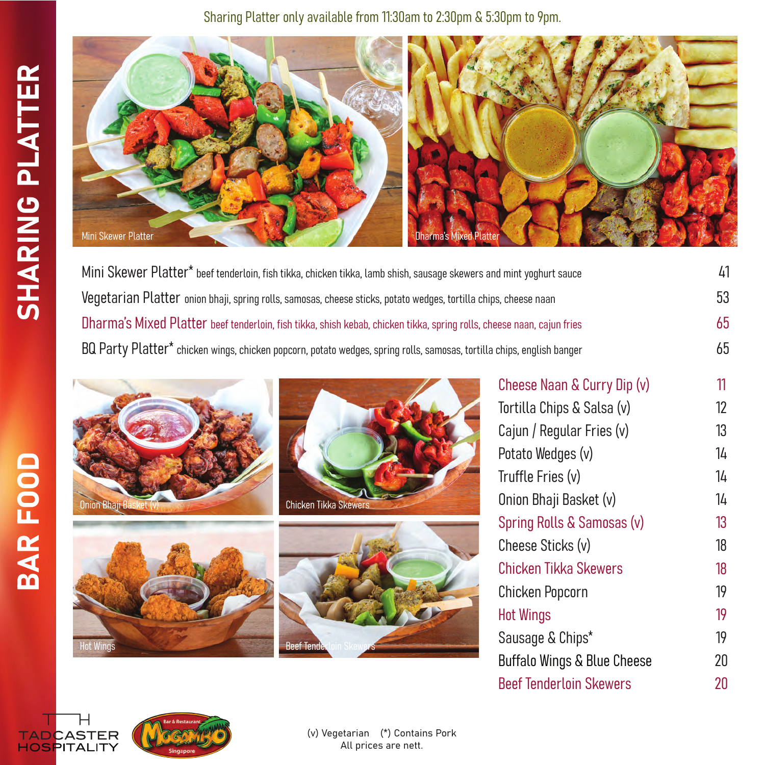# SHARING PLATTER

Sharing Platter only available from 11:30am to 2:30pm & 5:30pm to 9pm.

Mini Skewer Platter

Dharma's Mixed Platter

| | |
|---|---|
| **Mini Skewer Platter*** beef tenderloin, fish tikka, chicken tikka, lamb shish, sausage skewers and mint yoghurt sauce | 41 |
| **Vegetarian Platter** onion bhaji, spring rolls, samosas, cheese sticks, potato wedges, tortilla chips, cheese naan | 53 |
| **Dharma's Mixed Platter** beef tenderloin, fish tikka, shish kebab, chicken tikka, spring rolls, cheese naan, cajun fries | 65 |
| **BQ Party Platter*** chicken wings, chicken popcorn, potato wedges, spring rolls, samosas, tortilla chips, english banger | 65 |

# BAR FOOD

Onion Bhaji Basket (v)

Chicken Tikka Skewers

Hot Wings

Beef Tenderloin Skewers

| | |
|---|---|
| Cheese Naan & Curry Dip (v) | 11 |
| Tortilla Chips & Salsa (v) | 12 |
| Cajun / Regular Fries (v) | 13 |
| Potato Wedges (v) | 14 |
| Truffle Fries (v) | 14 |
| Onion Bhaji Basket (v) | 14 |
| Spring Rolls & Samosas (v) | 13 |
| Cheese Sticks (v) | 18 |
| Chicken Tikka Skewers | 18 |
| Chicken Popcorn | 19 |
| Hot Wings | 19 |
| Sausage & Chips* | 19 |
| Buffalo Wings & Blue Cheese | 20 |
| Beef Tenderloin Skewers | 20 |

(v) Vegetarian (*) Contains Pork
All prices are nett.

TADCASTER HOSPITALITY

Mogambo Bar & Restaurant Singapore